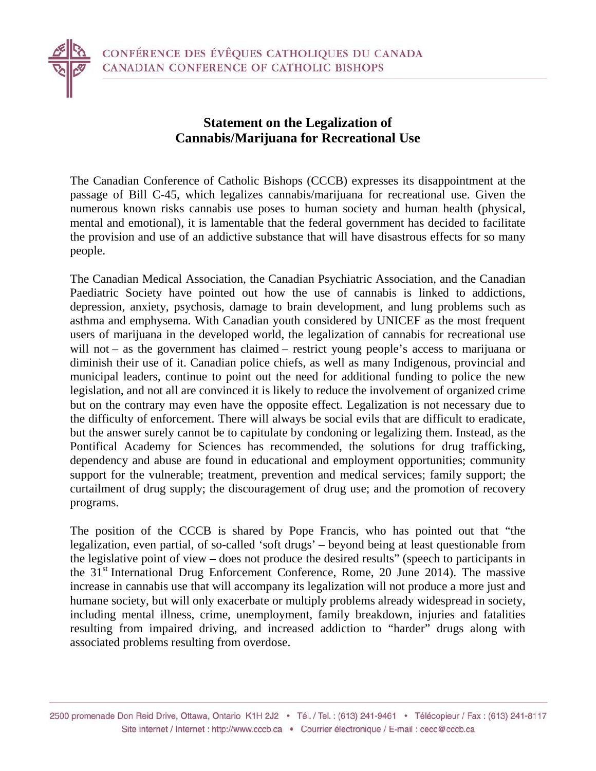CONFÉRENCE DES ÉVÊQUES CATHOLIQUES DU CANADA
CANADIAN CONFERENCE OF CATHOLIC BISHOPS

# Statement on the Legalization of Cannabis/Marijuana for Recreational Use

The Canadian Conference of Catholic Bishops (CCCB) expresses its disappointment at the passage of Bill C-45, which legalizes cannabis/marijuana for recreational use. Given the numerous known risks cannabis use poses to human society and human health (physical, mental and emotional), it is lamentable that the federal government has decided to facilitate the provision and use of an addictive substance that will have disastrous effects for so many people.

The Canadian Medical Association, the Canadian Psychiatric Association, and the Canadian Paediatric Society have pointed out how the use of cannabis is linked to addictions, depression, anxiety, psychosis, damage to brain development, and lung problems such as asthma and emphysema. With Canadian youth considered by UNICEF as the most frequent users of marijuana in the developed world, the legalization of cannabis for recreational use will not – as the government has claimed – restrict young people's access to marijuana or diminish their use of it. Canadian police chiefs, as well as many Indigenous, provincial and municipal leaders, continue to point out the need for additional funding to police the new legislation, and not all are convinced it is likely to reduce the involvement of organized crime but on the contrary may even have the opposite effect. Legalization is not necessary due to the difficulty of enforcement. There will always be social evils that are difficult to eradicate, but the answer surely cannot be to capitulate by condoning or legalizing them. Instead, as the Pontifical Academy for Sciences has recommended, the solutions for drug trafficking, dependency and abuse are found in educational and employment opportunities; community support for the vulnerable; treatment, prevention and medical services; family support; the curtailment of drug supply; the discouragement of drug use; and the promotion of recovery programs.

The position of the CCCB is shared by Pope Francis, who has pointed out that "the legalization, even partial, of so-called 'soft drugs' – beyond being at least questionable from the legislative point of view – does not produce the desired results" (speech to participants in the 31st International Drug Enforcement Conference, Rome, 20 June 2014). The massive increase in cannabis use that will accompany its legalization will not produce a more just and humane society, but will only exacerbate or multiply problems already widespread in society, including mental illness, crime, unemployment, family breakdown, injuries and fatalities resulting from impaired driving, and increased addiction to "harder" drugs along with associated problems resulting from overdose.

2500 promenade Don Reid Drive, Ottawa, Ontario K1H 2J2 • Tél. / Tel. : (613) 241-9461 • Télécopieur / Fax : (613) 241-8117
Site internet / Internet : http://www.cccb.ca • Courrier électronique / E-mail : cecc@cccb.ca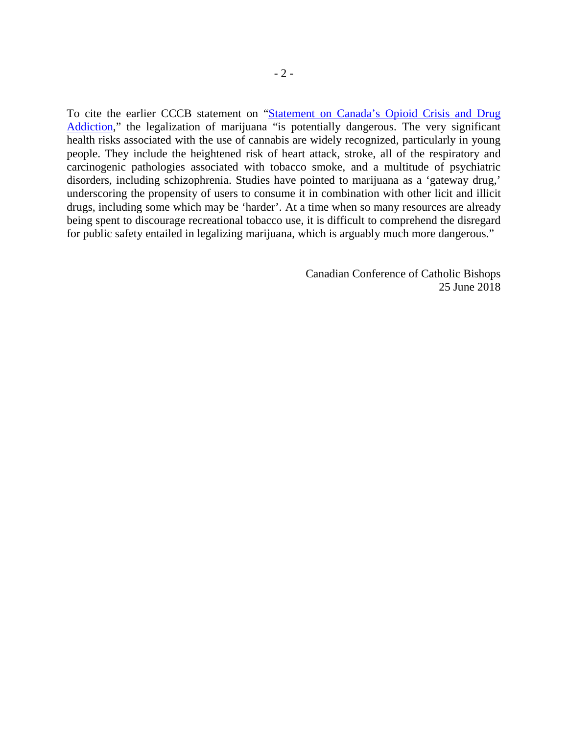To cite the earlier CCCB statement on "[Statement on Canada's Opioid Crisis and Drug Addiction](#)," the legalization of marijuana "is potentially dangerous. The very significant health risks associated with the use of cannabis are widely recognized, particularly in young people. They include the heightened risk of heart attack, stroke, all of the respiratory and carcinogenic pathologies associated with tobacco smoke, and a multitude of psychiatric disorders, including schizophrenia. Studies have pointed to marijuana as a 'gateway drug,' underscoring the propensity of users to consume it in combination with other licit and illicit drugs, including some which may be 'harder'. At a time when so many resources are already being spent to discourage recreational tobacco use, it is difficult to comprehend the disregard for public safety entailed in legalizing marijuana, which is arguably much more dangerous."

Canadian Conference of Catholic Bishops
25 June 2018